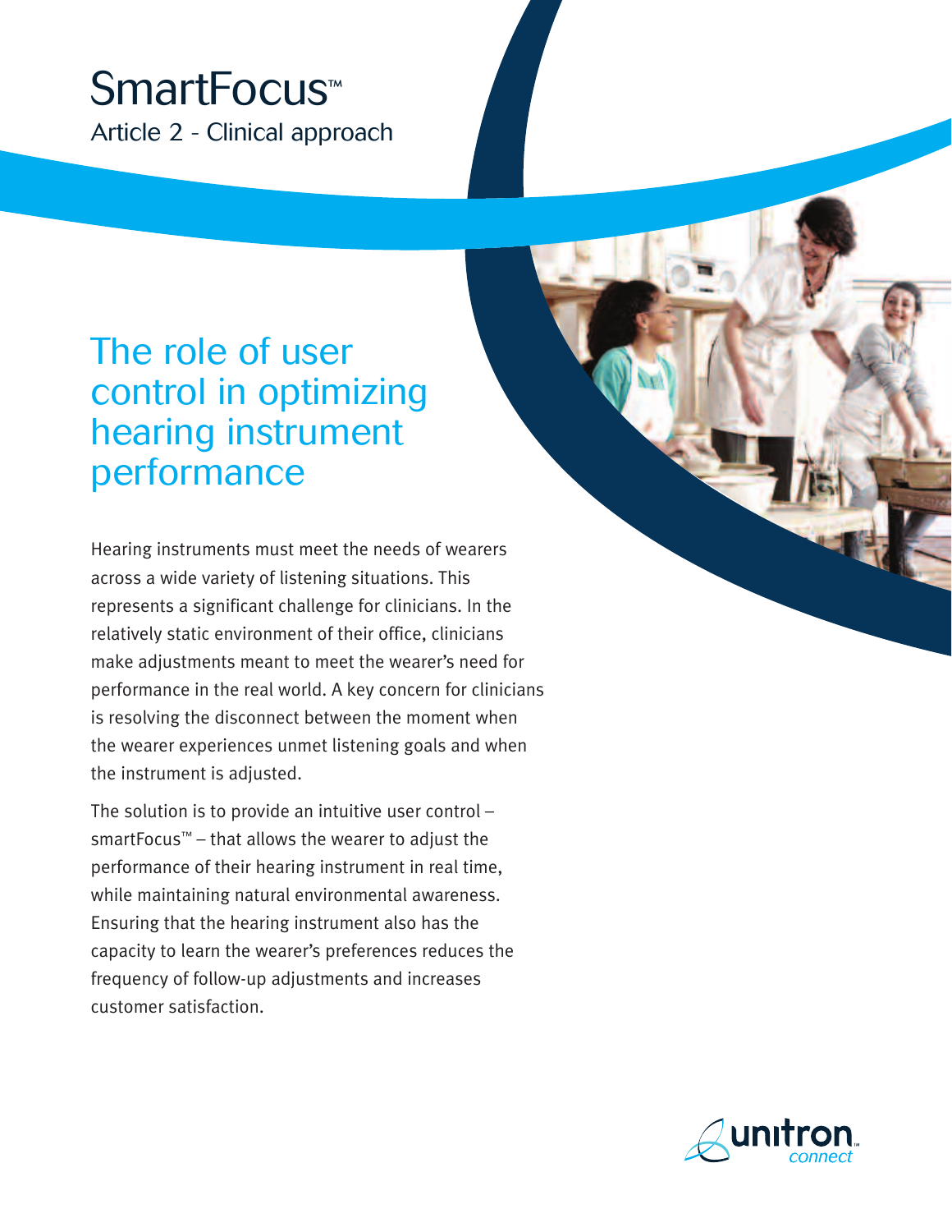# SmartFocus™

Article 2 - Clinical approach

## The role of user control in optimizing hearing instrument performance

Hearing instruments must meet the needs of wearers across a wide variety of listening situations. This represents a significant challenge for clinicians. In the relatively static environment of their office, clinicians make adjustments meant to meet the wearer's need for performance in the real world. A key concern for clinicians is resolving the disconnect between the moment when the wearer experiences unmet listening goals and when the instrument is adjusted.

The solution is to provide an intuitive user control – smartFocus™ – that allows the wearer to adjust the performance of their hearing instrument in real time, while maintaining natural environmental awareness. Ensuring that the hearing instrument also has the capacity to learn the wearer's preferences reduces the frequency of follow-up adjustments and increases customer satisfaction.

unitron™ connect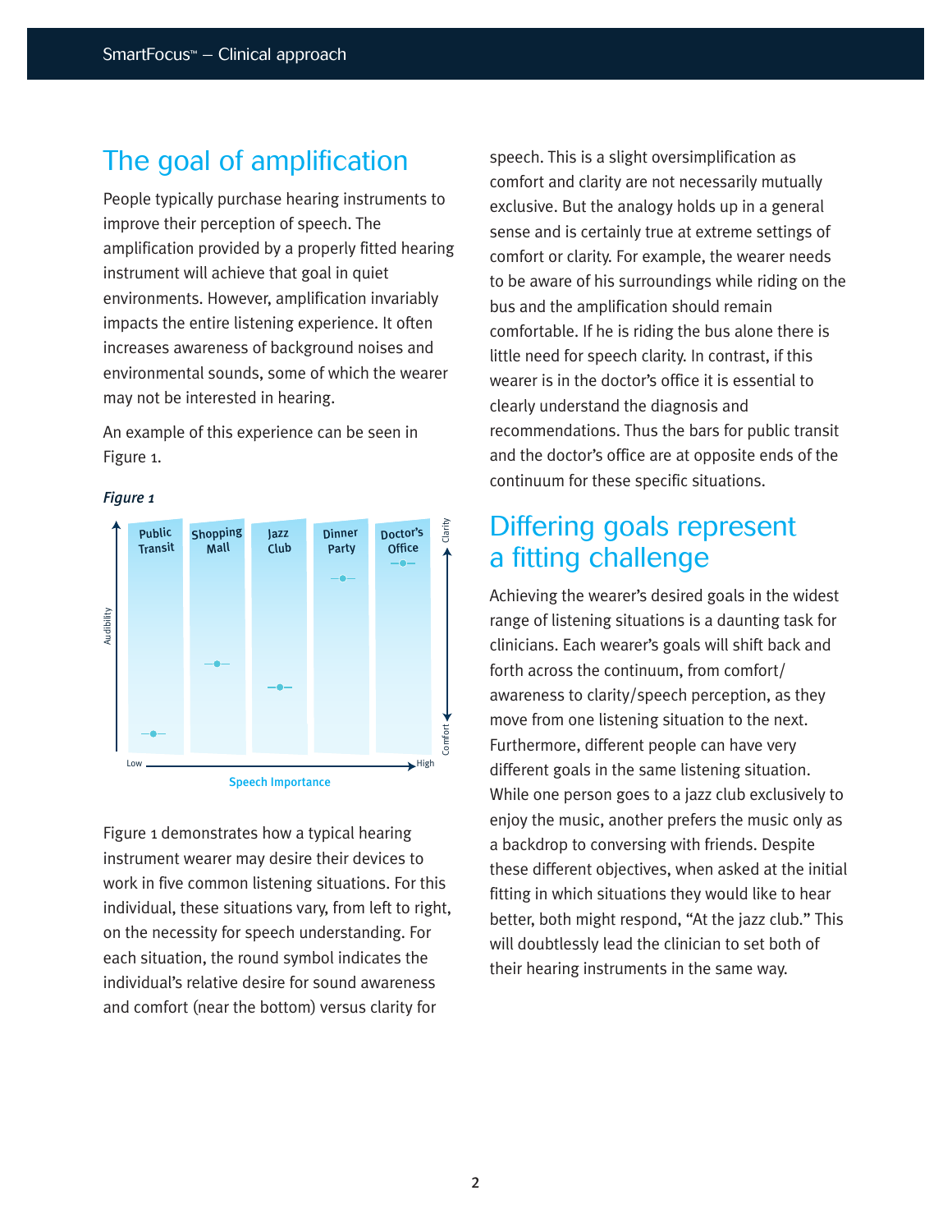# The goal of amplification

People typically purchase hearing instruments to improve their perception of speech. The amplification provided by a properly fitted hearing instrument will achieve that goal in quiet environments. However, amplification invariably impacts the entire listening experience. It often increases awareness of background noises and environmental sounds, some of which the wearer may not be interested in hearing.

An example of this experience can be seen in Figure 1.

*Figure 1*

Figure 1 demonstrates how a typical hearing instrument wearer may desire their devices to work in five common listening situations. For this individual, these situations vary, from left to right, on the necessity for speech understanding. For each situation, the round symbol indicates the individual's relative desire for sound awareness and comfort (near the bottom) versus clarity for speech. This is a slight oversimplification as comfort and clarity are not necessarily mutually exclusive. But the analogy holds up in a general sense and is certainly true at extreme settings of comfort or clarity. For example, the wearer needs to be aware of his surroundings while riding on the bus and the amplification should remain comfortable. If he is riding the bus alone there is little need for speech clarity. In contrast, if this wearer is in the doctor's office it is essential to clearly understand the diagnosis and recommendations. Thus the bars for public transit and the doctor's office are at opposite ends of the continuum for these specific situations.

# Differing goals represent a fitting challenge

Achieving the wearer's desired goals in the widest range of listening situations is a daunting task for clinicians. Each wearer's goals will shift back and forth across the continuum, from comfort/awareness to clarity/speech perception, as they move from one listening situation to the next. Furthermore, different people can have very different goals in the same listening situation. While one person goes to a jazz club exclusively to enjoy the music, another prefers the music only as a backdrop to conversing with friends. Despite these different objectives, when asked at the initial fitting in which situations they would like to hear better, both might respond, "At the jazz club." This will doubtlessly lead the clinician to set both of their hearing instruments in the same way.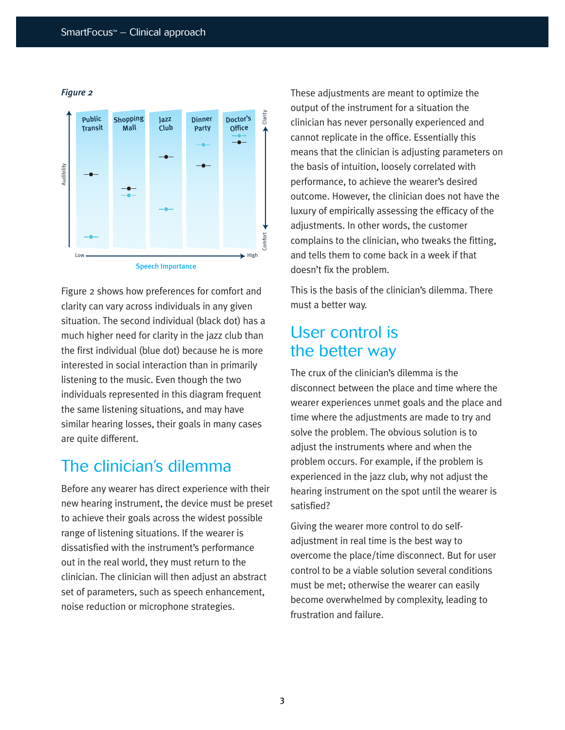*Figure 2*

Figure 2 shows how preferences for comfort and clarity can vary across individuals in any given situation. The second individual (black dot) has a much higher need for clarity in the jazz club than the first individual (blue dot) because he is more interested in social interaction than in primarily listening to the music. Even though the two individuals represented in this diagram frequent the same listening situations, and may have similar hearing losses, their goals in many cases are quite different.

## The clinician's dilemma

Before any wearer has direct experience with their new hearing instrument, the device must be preset to achieve their goals across the widest possible range of listening situations. If the wearer is dissatisfied with the instrument's performance out in the real world, they must return to the clinician. The clinician will then adjust an abstract set of parameters, such as speech enhancement, noise reduction or microphone strategies.

These adjustments are meant to optimize the output of the instrument for a situation the clinician has never personally experienced and cannot replicate in the office. Essentially this means that the clinician is adjusting parameters on the basis of intuition, loosely correlated with performance, to achieve the wearer's desired outcome. However, the clinician does not have the luxury of empirically assessing the efficacy of the adjustments. In other words, the customer complains to the clinician, who tweaks the fitting, and tells them to come back in a week if that doesn't fix the problem.

This is the basis of the clinician's dilemma. There must a better way.

## User control is the better way

The crux of the clinician's dilemma is the disconnect between the place and time where the wearer experiences unmet goals and the place and time where the adjustments are made to try and solve the problem. The obvious solution is to adjust the instruments where and when the problem occurs. For example, if the problem is experienced in the jazz club, why not adjust the hearing instrument on the spot until the wearer is satisfied?

Giving the wearer more control to do self-adjustment in real time is the best way to overcome the place/time disconnect. But for user control to be a viable solution several conditions must be met; otherwise the wearer can easily become overwhelmed by complexity, leading to frustration and failure.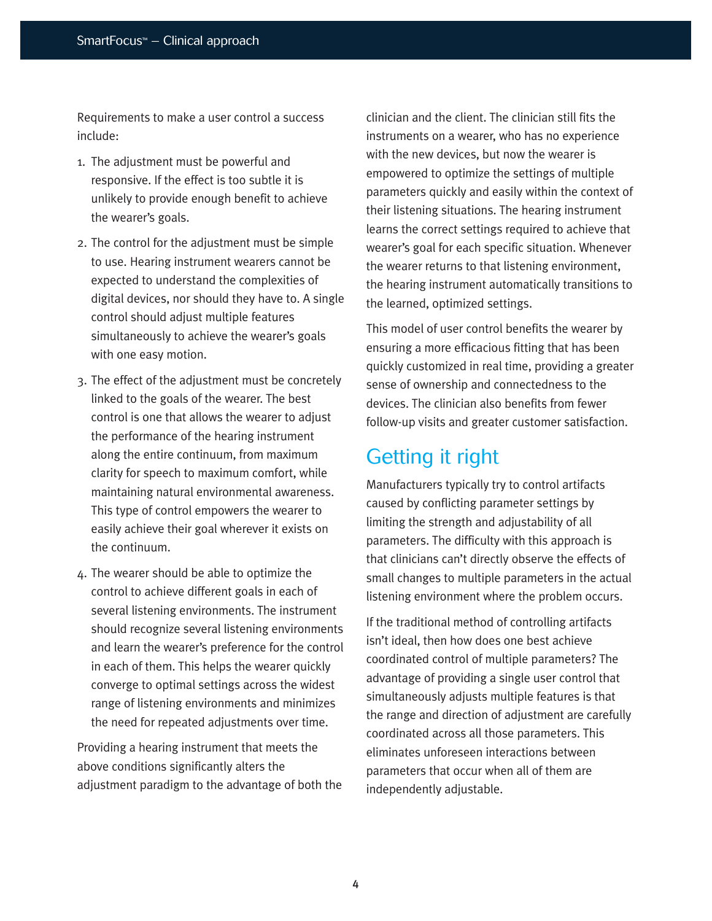Requirements to make a user control a success include:

1. The adjustment must be powerful and responsive. If the effect is too subtle it is unlikely to provide enough benefit to achieve the wearer's goals.
2. The control for the adjustment must be simple to use. Hearing instrument wearers cannot be expected to understand the complexities of digital devices, nor should they have to. A single control should adjust multiple features simultaneously to achieve the wearer's goals with one easy motion.
3. The effect of the adjustment must be concretely linked to the goals of the wearer. The best control is one that allows the wearer to adjust the performance of the hearing instrument along the entire continuum, from maximum clarity for speech to maximum comfort, while maintaining natural environmental awareness. This type of control empowers the wearer to easily achieve their goal wherever it exists on the continuum.
4. The wearer should be able to optimize the control to achieve different goals in each of several listening environments. The instrument should recognize several listening environments and learn the wearer's preference for the control in each of them. This helps the wearer quickly converge to optimal settings across the widest range of listening environments and minimizes the need for repeated adjustments over time.

Providing a hearing instrument that meets the above conditions significantly alters the adjustment paradigm to the advantage of both the clinician and the client. The clinician still fits the instruments on a wearer, who has no experience with the new devices, but now the wearer is empowered to optimize the settings of multiple parameters quickly and easily within the context of their listening situations. The hearing instrument learns the correct settings required to achieve that wearer's goal for each specific situation. Whenever the wearer returns to that listening environment, the hearing instrument automatically transitions to the learned, optimized settings.

This model of user control benefits the wearer by ensuring a more efficacious fitting that has been quickly customized in real time, providing a greater sense of ownership and connectedness to the devices. The clinician also benefits from fewer follow-up visits and greater customer satisfaction.

## Getting it right

Manufacturers typically try to control artifacts caused by conflicting parameter settings by limiting the strength and adjustability of all parameters. The difficulty with this approach is that clinicians can't directly observe the effects of small changes to multiple parameters in the actual listening environment where the problem occurs.

If the traditional method of controlling artifacts isn't ideal, then how does one best achieve coordinated control of multiple parameters? The advantage of providing a single user control that simultaneously adjusts multiple features is that the range and direction of adjustment are carefully coordinated across all those parameters. This eliminates unforeseen interactions between parameters that occur when all of them are independently adjustable.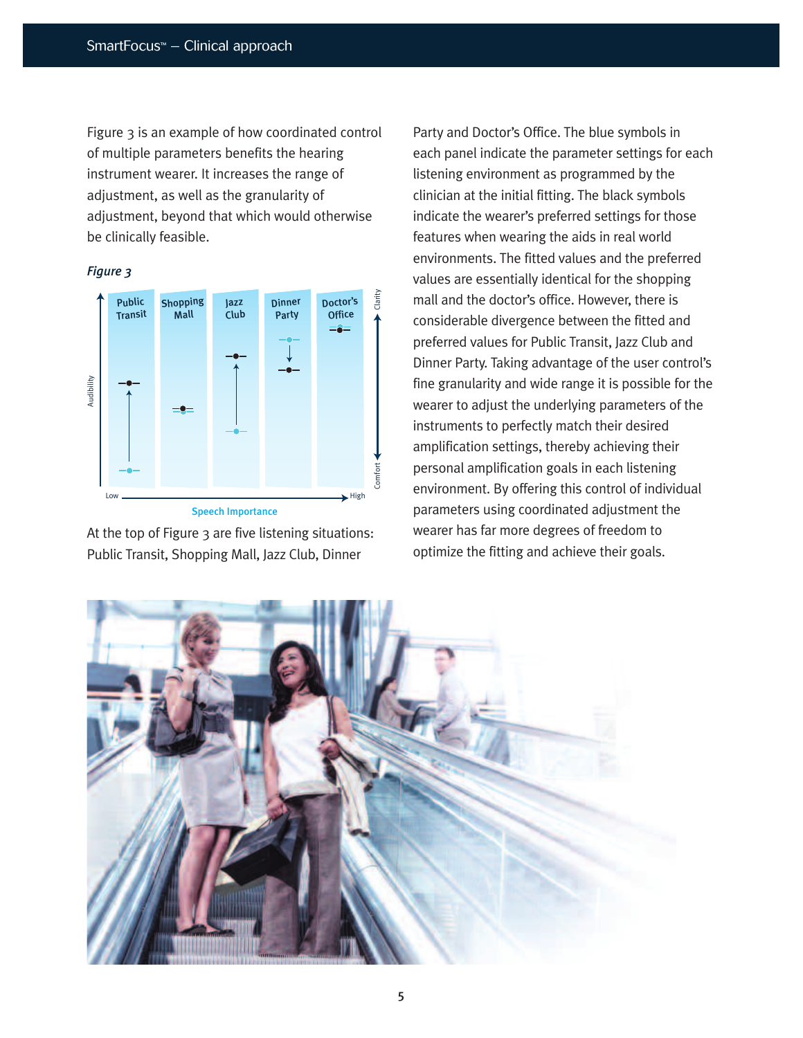Figure 3 is an example of how coordinated control of multiple parameters benefits the hearing instrument wearer. It increases the range of adjustment, as well as the granularity of adjustment, beyond that which would otherwise be clinically feasible.

*Figure 3*

At the top of Figure 3 are five listening situations: Public Transit, Shopping Mall, Jazz Club, Dinner Party and Doctor's Office. The blue symbols in each panel indicate the parameter settings for each listening environment as programmed by the clinician at the initial fitting. The black symbols indicate the wearer's preferred settings for those features when wearing the aids in real world environments. The fitted values and the preferred values are essentially identical for the shopping mall and the doctor's office. However, there is considerable divergence between the fitted and preferred values for Public Transit, Jazz Club and Dinner Party. Taking advantage of the user control's fine granularity and wide range it is possible for the wearer to adjust the underlying parameters of the instruments to perfectly match their desired amplification settings, thereby achieving their personal amplification goals in each listening environment. By offering this control of individual parameters using coordinated adjustment the wearer has far more degrees of freedom to optimize the fitting and achieve their goals.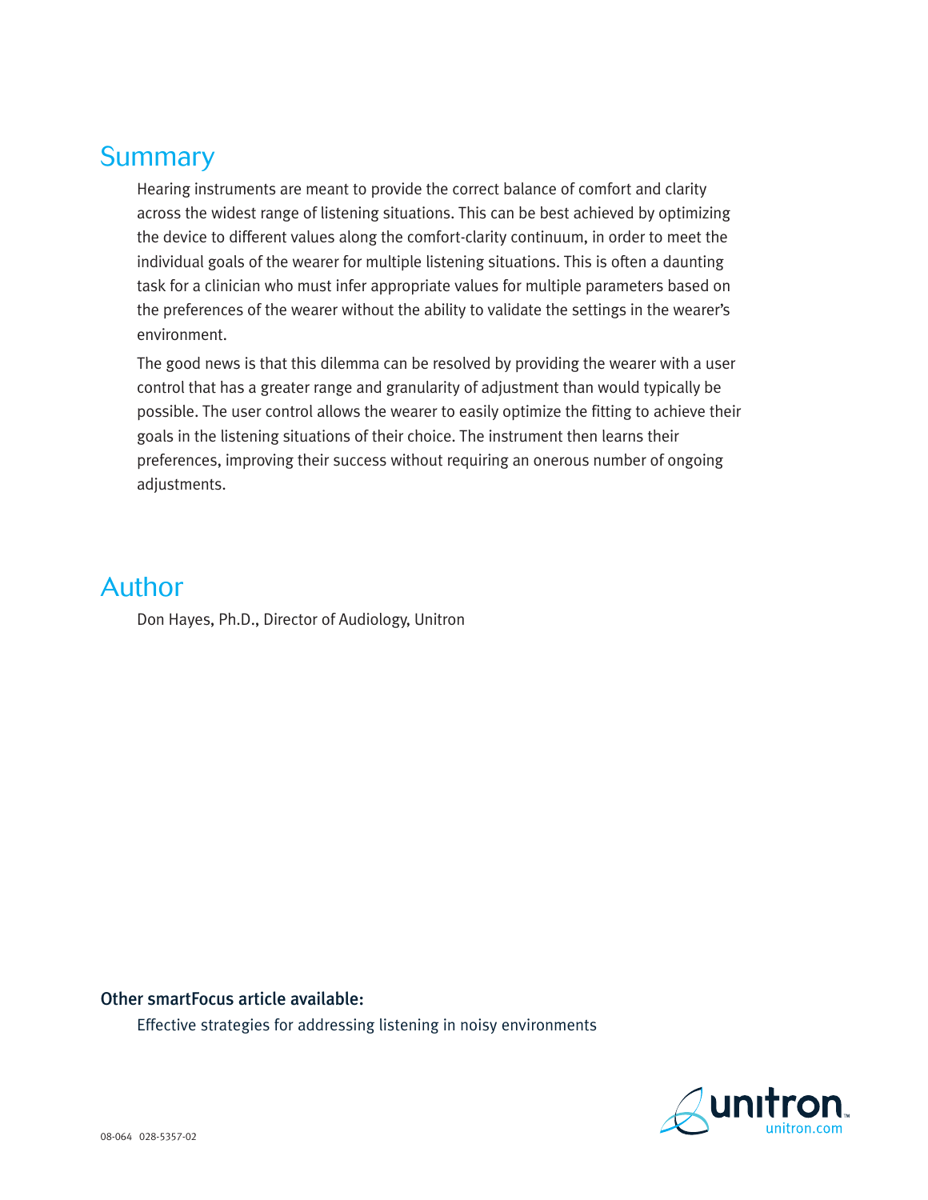## Summary

Hearing instruments are meant to provide the correct balance of comfort and clarity across the widest range of listening situations. This can be best achieved by optimizing the device to different values along the comfort-clarity continuum, in order to meet the individual goals of the wearer for multiple listening situations. This is often a daunting task for a clinician who must infer appropriate values for multiple parameters based on the preferences of the wearer without the ability to validate the settings in the wearer's environment.

The good news is that this dilemma can be resolved by providing the wearer with a user control that has a greater range and granularity of adjustment than would typically be possible. The user control allows the wearer to easily optimize the fitting to achieve their goals in the listening situations of their choice. The instrument then learns their preferences, improving their success without requiring an onerous number of ongoing adjustments.

## Author

Don Hayes, Ph.D., Director of Audiology, Unitron

**Other smartFocus article available:**

Effective strategies for addressing listening in noisy environments

unitron
unitron.com

08-064 028-5357-02